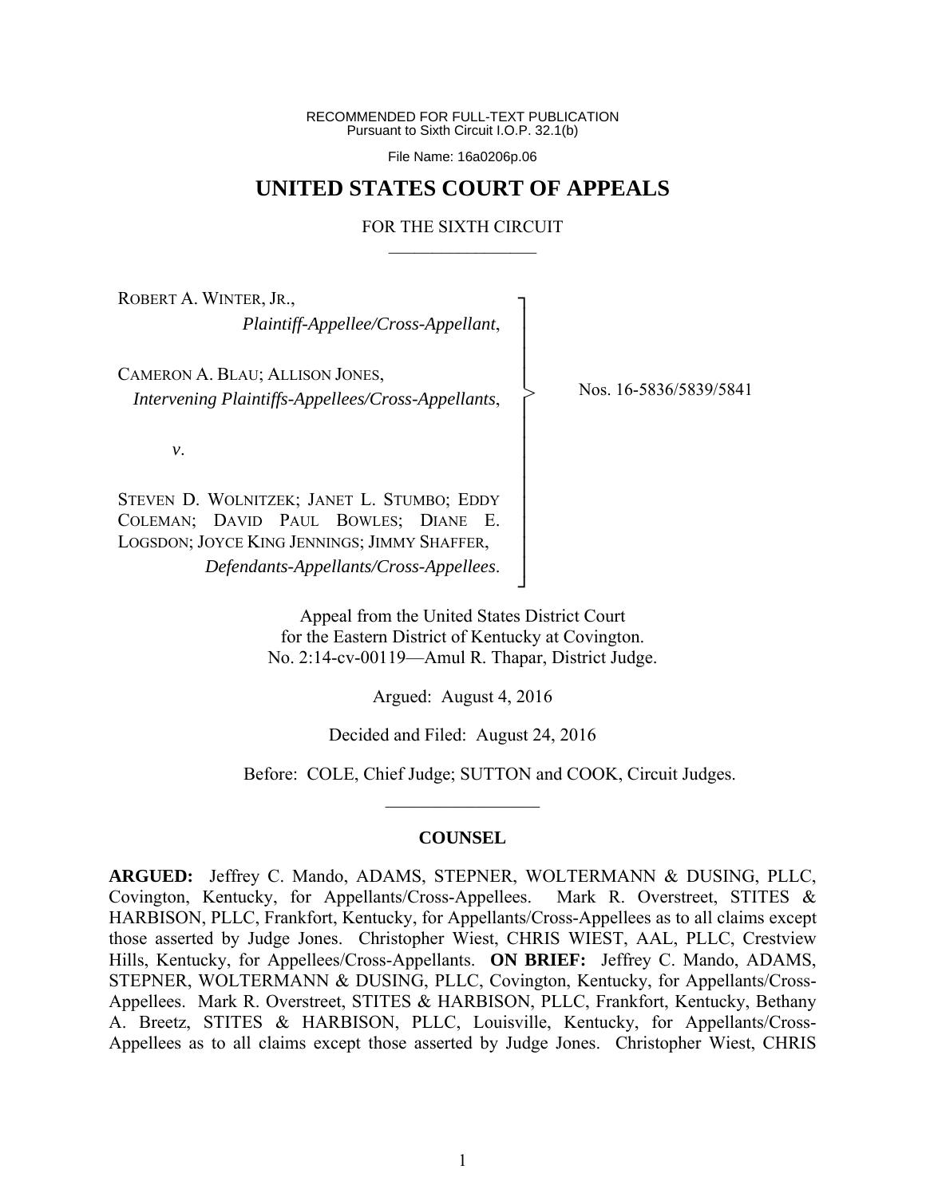RECOMMENDED FOR FULL-TEXT PUBLICATION
Pursuant to Sixth Circuit I.O.P. 32.1(b)

File Name: 16a0206p.06

# UNITED STATES COURT OF APPEALS

FOR THE SIXTH CIRCUIT

---

ROBERT A. WINTER, JR.,
*Plaintiff-Appellee/Cross-Appellant*,

CAMERON A. BLAU; ALLISON JONES,
*Intervening Plaintiffs-Appellees/Cross-Appellants*,

*v*.

STEVEN D. WOLNITZEK; JANET L. STUMBO; EDDY COLEMAN; DAVID PAUL BOWLES; DIANE E. LOGSDON; JOYCE KING JENNINGS; JIMMY SHAFFER,
*Defendants-Appellants/Cross-Appellees*.

Nos. 16-5836/5839/5841

Appeal from the United States District Court
for the Eastern District of Kentucky at Covington.
No. 2:14-cv-00119—Amul R. Thapar, District Judge.

Argued: August 4, 2016

Decided and Filed: August 24, 2016

Before: COLE, Chief Judge; SUTTON and COOK, Circuit Judges.

---

## COUNSEL

**ARGUED:** Jeffrey C. Mando, ADAMS, STEPNER, WOLTERMANN & DUSING, PLLC, Covington, Kentucky, for Appellants/Cross-Appellees. Mark R. Overstreet, STITES & HARBISON, PLLC, Frankfort, Kentucky, for Appellants/Cross-Appellees as to all claims except those asserted by Judge Jones. Christopher Wiest, CHRIS WIEST, AAL, PLLC, Crestview Hills, Kentucky, for Appellees/Cross-Appellants. **ON BRIEF:** Jeffrey C. Mando, ADAMS, STEPNER, WOLTERMANN & DUSING, PLLC, Covington, Kentucky, for Appellants/Cross-Appellees. Mark R. Overstreet, STITES & HARBISON, PLLC, Frankfort, Kentucky, Bethany A. Breetz, STITES & HARBISON, PLLC, Louisville, Kentucky, for Appellants/Cross-Appellees as to all claims except those asserted by Judge Jones. Christopher Wiest, CHRIS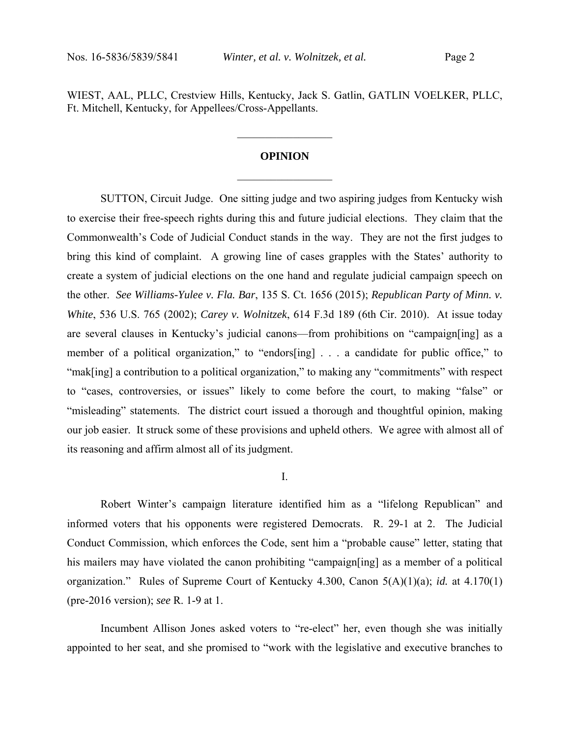WIEST, AAL, PLLC, Crestview Hills, Kentucky, Jack S. Gatlin, GATLIN VOELKER, PLLC, Ft. Mitchell, Kentucky, for Appellees/Cross-Appellants.

---

**OPINION**

---

SUTTON, Circuit Judge. One sitting judge and two aspiring judges from Kentucky wish to exercise their free-speech rights during this and future judicial elections. They claim that the Commonwealth's Code of Judicial Conduct stands in the way. They are not the first judges to bring this kind of complaint. A growing line of cases grapples with the States' authority to create a system of judicial elections on the one hand and regulate judicial campaign speech on the other. *See Williams-Yulee v. Fla. Bar*, 135 S. Ct. 1656 (2015); *Republican Party of Minn. v. White*, 536 U.S. 765 (2002); *Carey v. Wolnitzek*, 614 F.3d 189 (6th Cir. 2010). At issue today are several clauses in Kentucky's judicial canons—from prohibitions on "campaign[ing] as a member of a political organization," to "endors[ing] . . . a candidate for public office," to "mak[ing] a contribution to a political organization," to making any "commitments" with respect to "cases, controversies, or issues" likely to come before the court, to making "false" or "misleading" statements. The district court issued a thorough and thoughtful opinion, making our job easier. It struck some of these provisions and upheld others. We agree with almost all of its reasoning and affirm almost all of its judgment.

I.

Robert Winter's campaign literature identified him as a "lifelong Republican" and informed voters that his opponents were registered Democrats. R. 29-1 at 2. The Judicial Conduct Commission, which enforces the Code, sent him a "probable cause" letter, stating that his mailers may have violated the canon prohibiting "campaign[ing] as a member of a political organization." Rules of Supreme Court of Kentucky 4.300, Canon 5(A)(1)(a); *id.* at 4.170(1) (pre-2016 version); *see* R. 1-9 at 1.

Incumbent Allison Jones asked voters to "re-elect" her, even though she was initially appointed to her seat, and she promised to "work with the legislative and executive branches to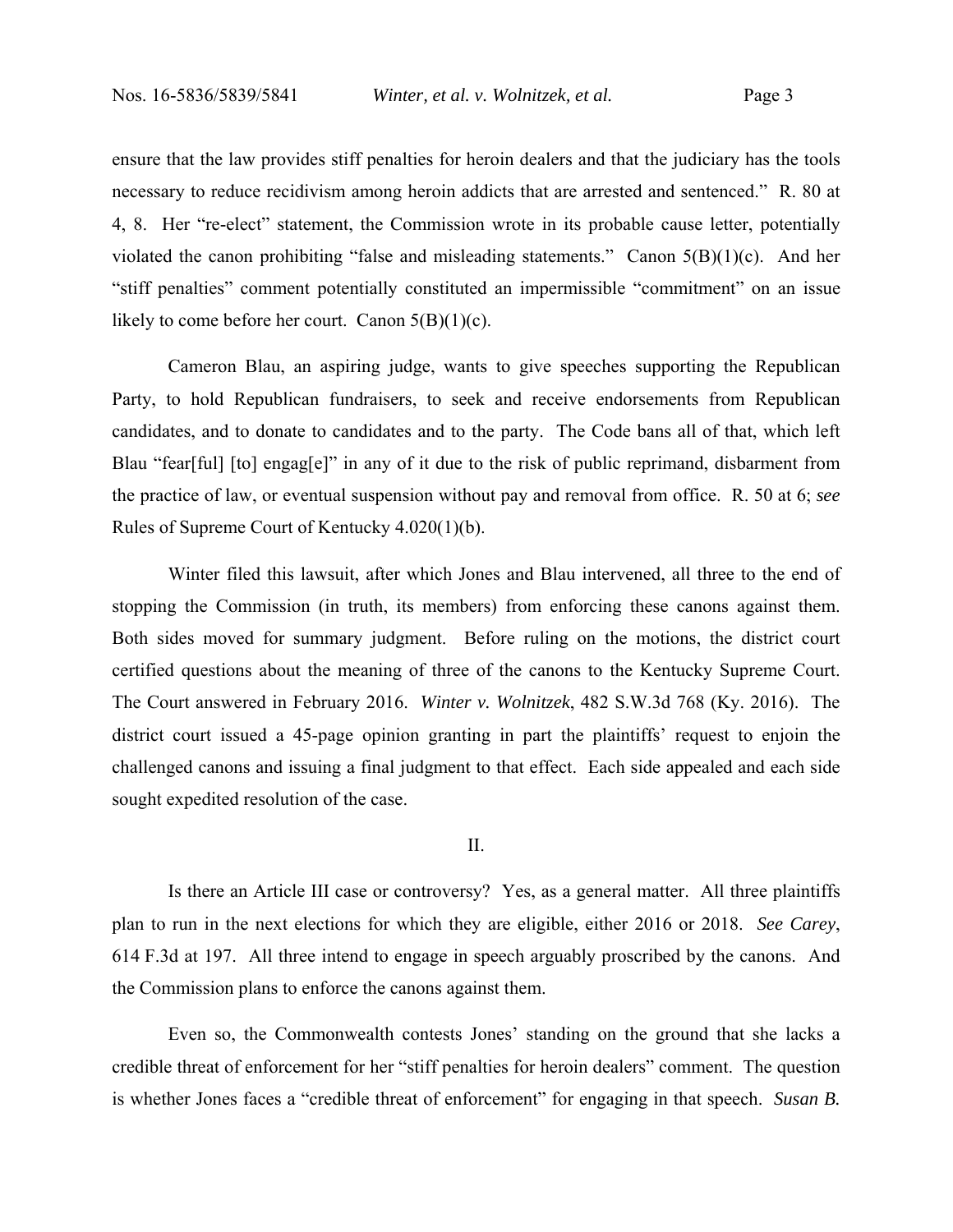ensure that the law provides stiff penalties for heroin dealers and that the judiciary has the tools necessary to reduce recidivism among heroin addicts that are arrested and sentenced." R. 80 at 4, 8. Her "re-elect" statement, the Commission wrote in its probable cause letter, potentially violated the canon prohibiting "false and misleading statements." Canon 5(B)(1)(c). And her "stiff penalties" comment potentially constituted an impermissible "commitment" on an issue likely to come before her court. Canon 5(B)(1)(c).

Cameron Blau, an aspiring judge, wants to give speeches supporting the Republican Party, to hold Republican fundraisers, to seek and receive endorsements from Republican candidates, and to donate to candidates and to the party. The Code bans all of that, which left Blau "fear[ful] [to] engag[e]" in any of it due to the risk of public reprimand, disbarment from the practice of law, or eventual suspension without pay and removal from office. R. 50 at 6; *see* Rules of Supreme Court of Kentucky 4.020(1)(b).

Winter filed this lawsuit, after which Jones and Blau intervened, all three to the end of stopping the Commission (in truth, its members) from enforcing these canons against them. Both sides moved for summary judgment. Before ruling on the motions, the district court certified questions about the meaning of three of the canons to the Kentucky Supreme Court. The Court answered in February 2016. *Winter v. Wolnitzek*, 482 S.W.3d 768 (Ky. 2016). The district court issued a 45-page opinion granting in part the plaintiffs' request to enjoin the challenged canons and issuing a final judgment to that effect. Each side appealed and each side sought expedited resolution of the case.

## II.

Is there an Article III case or controversy? Yes, as a general matter. All three plaintiffs plan to run in the next elections for which they are eligible, either 2016 or 2018. *See Carey*, 614 F.3d at 197. All three intend to engage in speech arguably proscribed by the canons. And the Commission plans to enforce the canons against them.

Even so, the Commonwealth contests Jones' standing on the ground that she lacks a credible threat of enforcement for her "stiff penalties for heroin dealers" comment. The question is whether Jones faces a "credible threat of enforcement" for engaging in that speech. *Susan B.*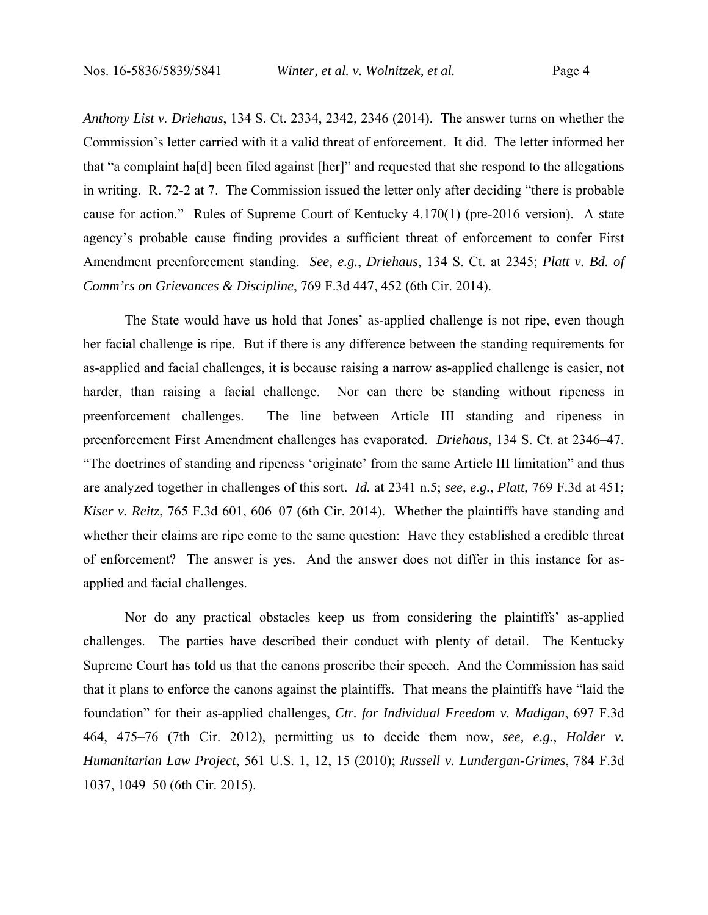*Anthony List v. Driehaus*, 134 S. Ct. 2334, 2342, 2346 (2014). The answer turns on whether the Commission's letter carried with it a valid threat of enforcement. It did. The letter informed her that "a complaint ha[d] been filed against [her]" and requested that she respond to the allegations in writing. R. 72-2 at 7. The Commission issued the letter only after deciding "there is probable cause for action." Rules of Supreme Court of Kentucky 4.170(1) (pre-2016 version). A state agency's probable cause finding provides a sufficient threat of enforcement to confer First Amendment preenforcement standing. *See, e.g.*, *Driehaus*, 134 S. Ct. at 2345; *Platt v. Bd. of Comm'rs on Grievances & Discipline*, 769 F.3d 447, 452 (6th Cir. 2014).

The State would have us hold that Jones' as-applied challenge is not ripe, even though her facial challenge is ripe. But if there is any difference between the standing requirements for as-applied and facial challenges, it is because raising a narrow as-applied challenge is easier, not harder, than raising a facial challenge. Nor can there be standing without ripeness in preenforcement challenges. The line between Article III standing and ripeness in preenforcement First Amendment challenges has evaporated. *Driehaus*, 134 S. Ct. at 2346–47. "The doctrines of standing and ripeness 'originate' from the same Article III limitation" and thus are analyzed together in challenges of this sort. *Id.* at 2341 n.5; *see, e.g.*, *Platt*, 769 F.3d at 451; *Kiser v. Reitz*, 765 F.3d 601, 606–07 (6th Cir. 2014). Whether the plaintiffs have standing and whether their claims are ripe come to the same question: Have they established a credible threat of enforcement? The answer is yes. And the answer does not differ in this instance for as-applied and facial challenges.

Nor do any practical obstacles keep us from considering the plaintiffs' as-applied challenges. The parties have described their conduct with plenty of detail. The Kentucky Supreme Court has told us that the canons proscribe their speech. And the Commission has said that it plans to enforce the canons against the plaintiffs. That means the plaintiffs have "laid the foundation" for their as-applied challenges, *Ctr. for Individual Freedom v. Madigan*, 697 F.3d 464, 475–76 (7th Cir. 2012), permitting us to decide them now, *see, e.g.*, *Holder v. Humanitarian Law Project*, 561 U.S. 1, 12, 15 (2010); *Russell v. Lundergan-Grimes*, 784 F.3d 1037, 1049–50 (6th Cir. 2015).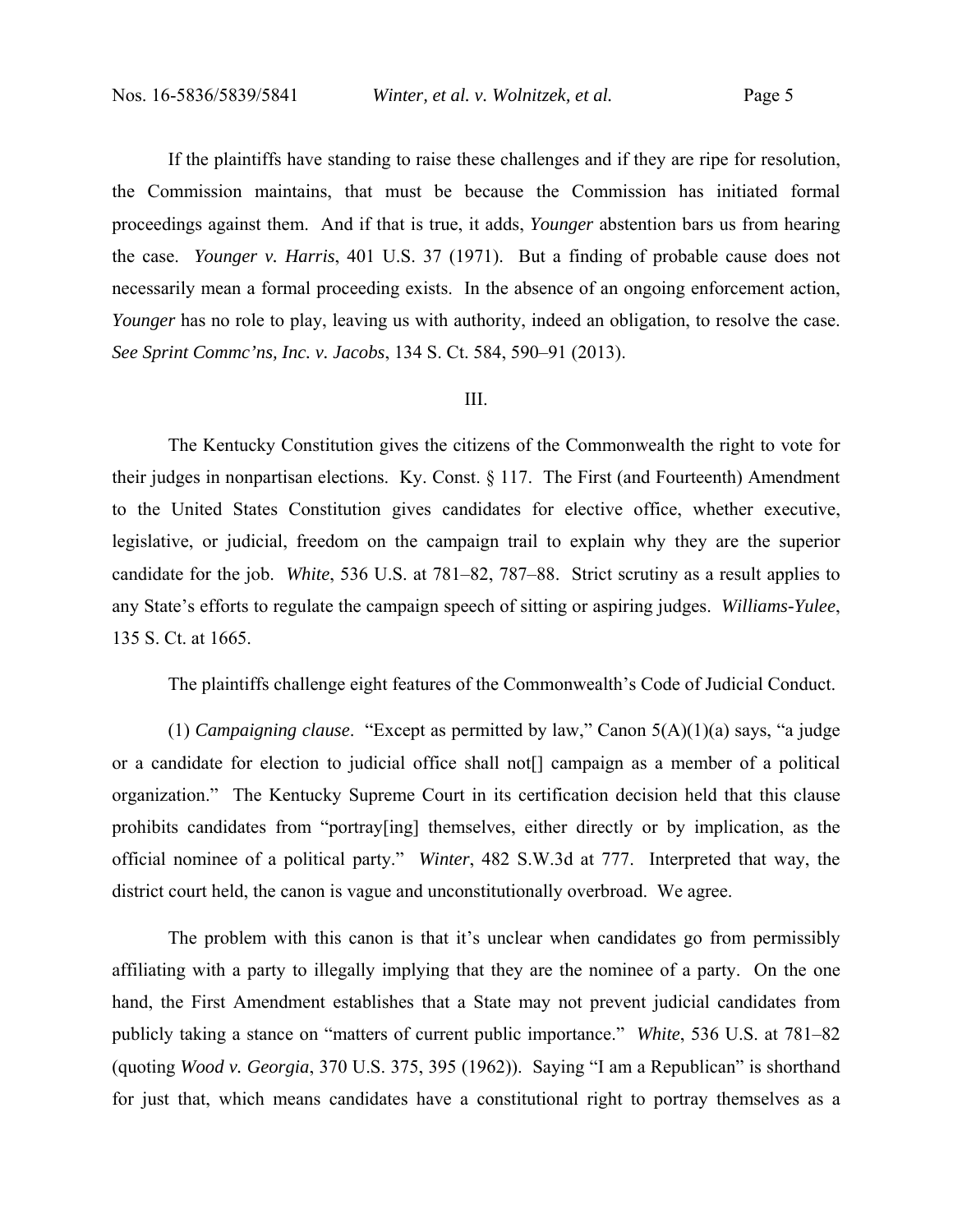If the plaintiffs have standing to raise these challenges and if they are ripe for resolution, the Commission maintains, that must be because the Commission has initiated formal proceedings against them. And if that is true, it adds, *Younger* abstention bars us from hearing the case. *Younger v. Harris*, 401 U.S. 37 (1971). But a finding of probable cause does not necessarily mean a formal proceeding exists. In the absence of an ongoing enforcement action, *Younger* has no role to play, leaving us with authority, indeed an obligation, to resolve the case. *See Sprint Commc'ns, Inc. v. Jacobs*, 134 S. Ct. 584, 590–91 (2013).

## III.

The Kentucky Constitution gives the citizens of the Commonwealth the right to vote for their judges in nonpartisan elections. Ky. Const. § 117. The First (and Fourteenth) Amendment to the United States Constitution gives candidates for elective office, whether executive, legislative, or judicial, freedom on the campaign trail to explain why they are the superior candidate for the job. *White*, 536 U.S. at 781–82, 787–88. Strict scrutiny as a result applies to any State's efforts to regulate the campaign speech of sitting or aspiring judges. *Williams-Yulee*, 135 S. Ct. at 1665.

The plaintiffs challenge eight features of the Commonwealth's Code of Judicial Conduct.

(1) *Campaigning clause*. "Except as permitted by law," Canon 5(A)(1)(a) says, "a judge or a candidate for election to judicial office shall not[] campaign as a member of a political organization." The Kentucky Supreme Court in its certification decision held that this clause prohibits candidates from "portray[ing] themselves, either directly or by implication, as the official nominee of a political party." *Winter*, 482 S.W.3d at 777. Interpreted that way, the district court held, the canon is vague and unconstitutionally overbroad. We agree.

The problem with this canon is that it's unclear when candidates go from permissibly affiliating with a party to illegally implying that they are the nominee of a party. On the one hand, the First Amendment establishes that a State may not prevent judicial candidates from publicly taking a stance on "matters of current public importance." *White*, 536 U.S. at 781–82 (quoting *Wood v. Georgia*, 370 U.S. 375, 395 (1962)). Saying "I am a Republican" is shorthand for just that, which means candidates have a constitutional right to portray themselves as a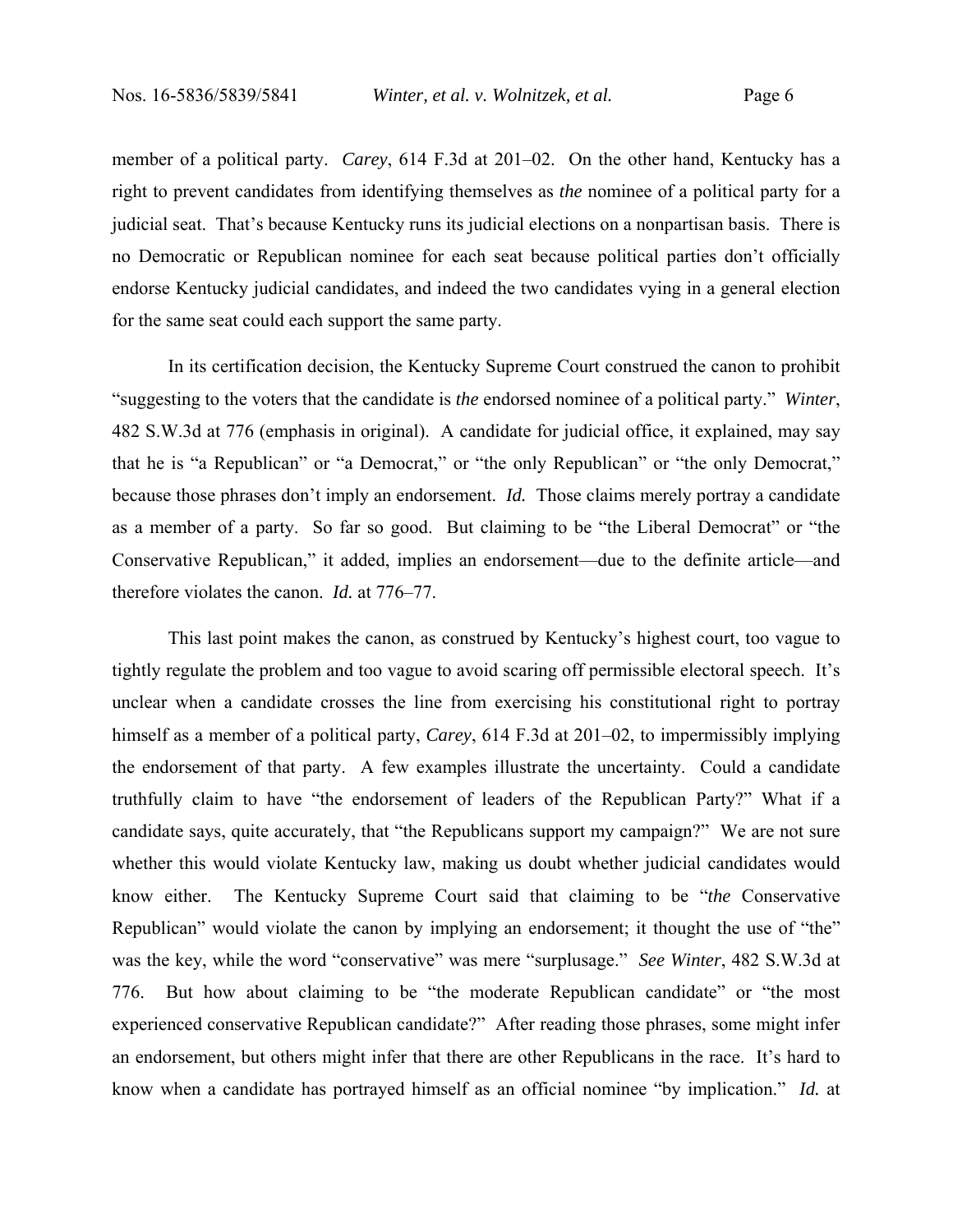member of a political party. *Carey*, 614 F.3d at 201–02. On the other hand, Kentucky has a right to prevent candidates from identifying themselves as *the* nominee of a political party for a judicial seat. That's because Kentucky runs its judicial elections on a nonpartisan basis. There is no Democratic or Republican nominee for each seat because political parties don't officially endorse Kentucky judicial candidates, and indeed the two candidates vying in a general election for the same seat could each support the same party.

In its certification decision, the Kentucky Supreme Court construed the canon to prohibit "suggesting to the voters that the candidate is *the* endorsed nominee of a political party." *Winter*, 482 S.W.3d at 776 (emphasis in original). A candidate for judicial office, it explained, may say that he is "a Republican" or "a Democrat," or "the only Republican" or "the only Democrat," because those phrases don't imply an endorsement. *Id.* Those claims merely portray a candidate as a member of a party. So far so good. But claiming to be "the Liberal Democrat" or "the Conservative Republican," it added, implies an endorsement—due to the definite article—and therefore violates the canon. *Id.* at 776–77.

This last point makes the canon, as construed by Kentucky's highest court, too vague to tightly regulate the problem and too vague to avoid scaring off permissible electoral speech. It's unclear when a candidate crosses the line from exercising his constitutional right to portray himself as a member of a political party, *Carey*, 614 F.3d at 201–02, to impermissibly implying the endorsement of that party. A few examples illustrate the uncertainty. Could a candidate truthfully claim to have "the endorsement of leaders of the Republican Party?" What if a candidate says, quite accurately, that "the Republicans support my campaign?" We are not sure whether this would violate Kentucky law, making us doubt whether judicial candidates would know either. The Kentucky Supreme Court said that claiming to be "*the* Conservative Republican" would violate the canon by implying an endorsement; it thought the use of "the" was the key, while the word "conservative" was mere "surplusage." *See Winter*, 482 S.W.3d at 776. But how about claiming to be "the moderate Republican candidate" or "the most experienced conservative Republican candidate?" After reading those phrases, some might infer an endorsement, but others might infer that there are other Republicans in the race. It's hard to know when a candidate has portrayed himself as an official nominee "by implication." *Id.* at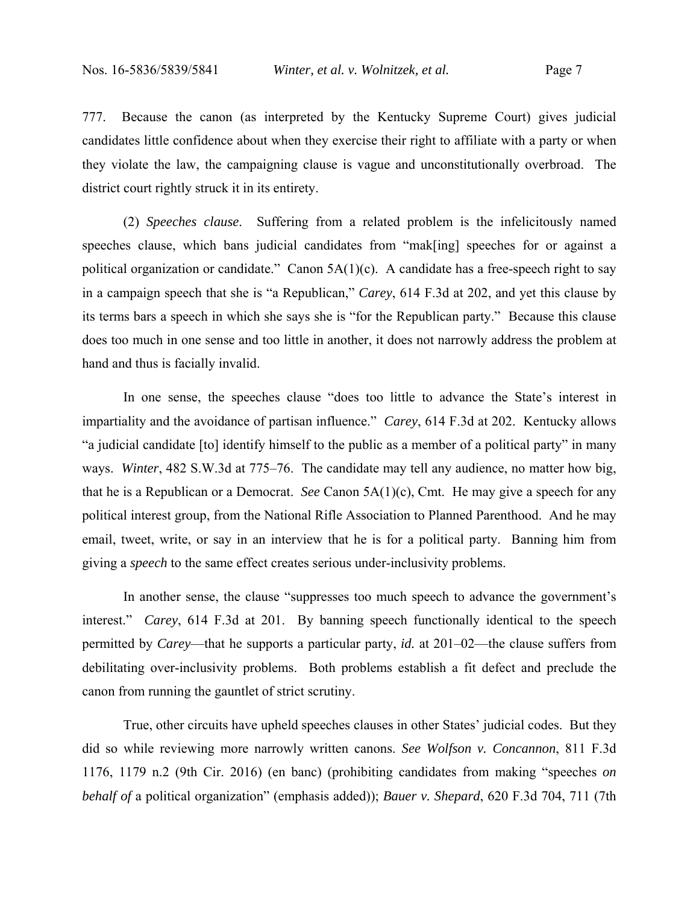777. Because the canon (as interpreted by the Kentucky Supreme Court) gives judicial candidates little confidence about when they exercise their right to affiliate with a party or when they violate the law, the campaigning clause is vague and unconstitutionally overbroad. The district court rightly struck it in its entirety.

(2) *Speeches clause*. Suffering from a related problem is the infelicitously named speeches clause, which bans judicial candidates from "mak[ing] speeches for or against a political organization or candidate." Canon 5A(1)(c). A candidate has a free-speech right to say in a campaign speech that she is "a Republican," *Carey*, 614 F.3d at 202, and yet this clause by its terms bars a speech in which she says she is "for the Republican party." Because this clause does too much in one sense and too little in another, it does not narrowly address the problem at hand and thus is facially invalid.

In one sense, the speeches clause "does too little to advance the State's interest in impartiality and the avoidance of partisan influence." *Carey*, 614 F.3d at 202. Kentucky allows "a judicial candidate [to] identify himself to the public as a member of a political party" in many ways. *Winter*, 482 S.W.3d at 775–76. The candidate may tell any audience, no matter how big, that he is a Republican or a Democrat. *See* Canon 5A(1)(c), Cmt. He may give a speech for any political interest group, from the National Rifle Association to Planned Parenthood. And he may email, tweet, write, or say in an interview that he is for a political party. Banning him from giving a *speech* to the same effect creates serious under-inclusivity problems.

In another sense, the clause "suppresses too much speech to advance the government's interest." *Carey*, 614 F.3d at 201. By banning speech functionally identical to the speech permitted by *Carey*—that he supports a particular party, *id.* at 201–02—the clause suffers from debilitating over-inclusivity problems. Both problems establish a fit defect and preclude the canon from running the gauntlet of strict scrutiny.

True, other circuits have upheld speeches clauses in other States' judicial codes. But they did so while reviewing more narrowly written canons. *See Wolfson v. Concannon*, 811 F.3d 1176, 1179 n.2 (9th Cir. 2016) (en banc) (prohibiting candidates from making "speeches *on behalf of* a political organization" (emphasis added)); *Bauer v. Shepard*, 620 F.3d 704, 711 (7th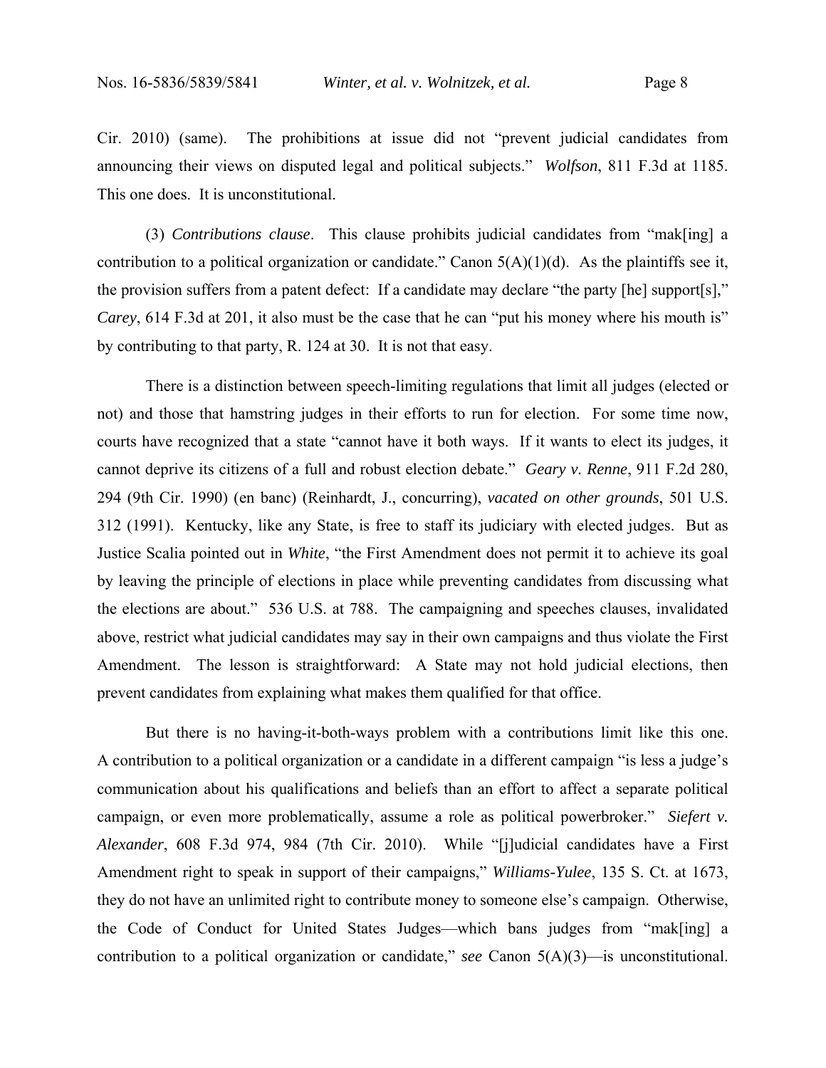Cir. 2010) (same). The prohibitions at issue did not "prevent judicial candidates from announcing their views on disputed legal and political subjects." *Wolfson*, 811 F.3d at 1185. This one does. It is unconstitutional.

(3) *Contributions clause*. This clause prohibits judicial candidates from "mak[ing] a contribution to a political organization or candidate." Canon 5(A)(1)(d). As the plaintiffs see it, the provision suffers from a patent defect: If a candidate may declare "the party [he] support[s]," *Carey*, 614 F.3d at 201, it also must be the case that he can "put his money where his mouth is" by contributing to that party, R. 124 at 30. It is not that easy.

There is a distinction between speech-limiting regulations that limit all judges (elected or not) and those that hamstring judges in their efforts to run for election. For some time now, courts have recognized that a state "cannot have it both ways. If it wants to elect its judges, it cannot deprive its citizens of a full and robust election debate." *Geary v. Renne*, 911 F.2d 280, 294 (9th Cir. 1990) (en banc) (Reinhardt, J., concurring), *vacated on other grounds*, 501 U.S. 312 (1991). Kentucky, like any State, is free to staff its judiciary with elected judges. But as Justice Scalia pointed out in *White*, "the First Amendment does not permit it to achieve its goal by leaving the principle of elections in place while preventing candidates from discussing what the elections are about." 536 U.S. at 788. The campaigning and speeches clauses, invalidated above, restrict what judicial candidates may say in their own campaigns and thus violate the First Amendment. The lesson is straightforward: A State may not hold judicial elections, then prevent candidates from explaining what makes them qualified for that office.

But there is no having-it-both-ways problem with a contributions limit like this one. A contribution to a political organization or a candidate in a different campaign "is less a judge's communication about his qualifications and beliefs than an effort to affect a separate political campaign, or even more problematically, assume a role as political powerbroker." *Siefert v. Alexander*, 608 F.3d 974, 984 (7th Cir. 2010). While "[j]udicial candidates have a First Amendment right to speak in support of their campaigns," *Williams-Yulee*, 135 S. Ct. at 1673, they do not have an unlimited right to contribute money to someone else's campaign. Otherwise, the Code of Conduct for United States Judges—which bans judges from "mak[ing] a contribution to a political organization or candidate," *see* Canon 5(A)(3)—is unconstitutional.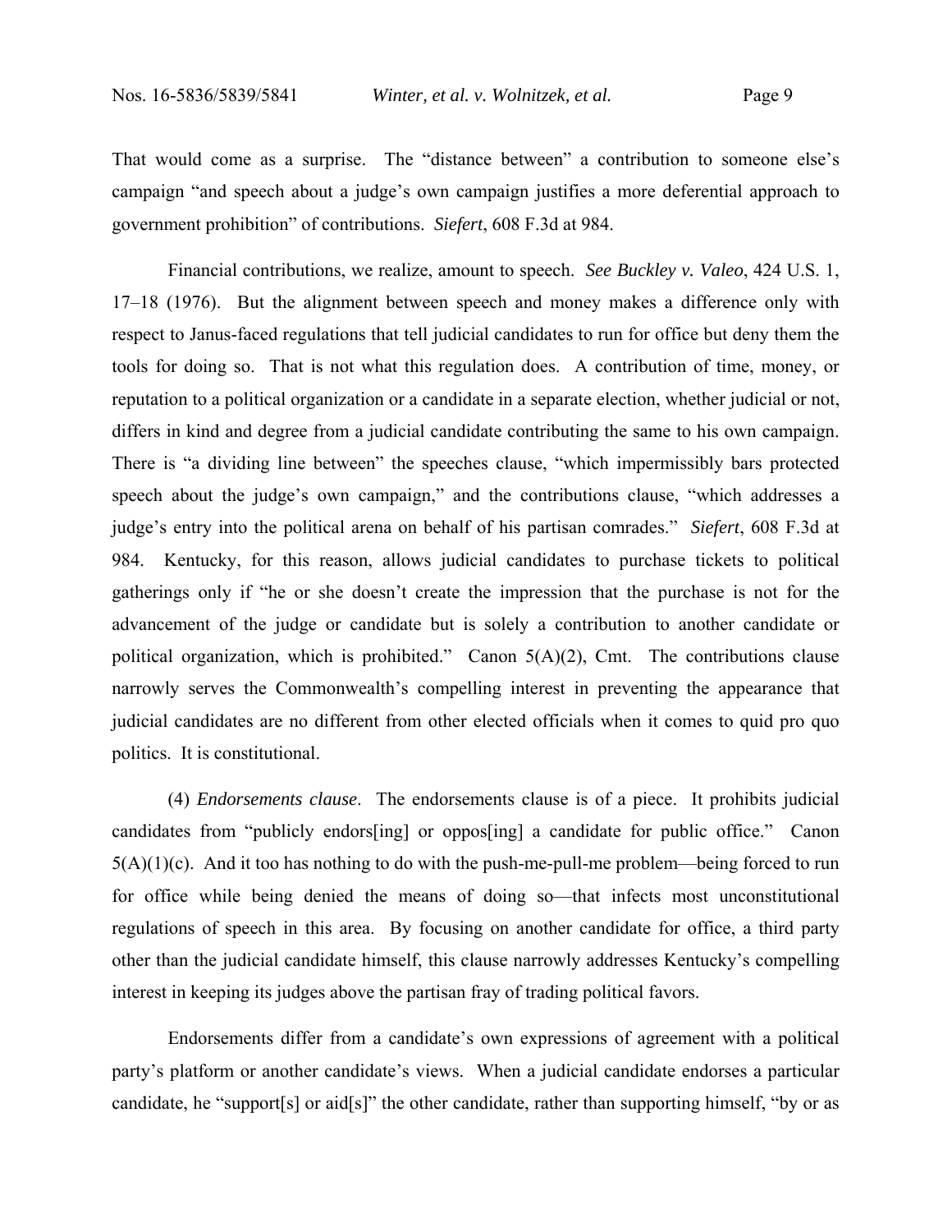That would come as a surprise. The "distance between" a contribution to someone else's campaign "and speech about a judge's own campaign justifies a more deferential approach to government prohibition" of contributions. *Siefert*, 608 F.3d at 984.

Financial contributions, we realize, amount to speech. *See Buckley v. Valeo*, 424 U.S. 1, 17–18 (1976). But the alignment between speech and money makes a difference only with respect to Janus-faced regulations that tell judicial candidates to run for office but deny them the tools for doing so. That is not what this regulation does. A contribution of time, money, or reputation to a political organization or a candidate in a separate election, whether judicial or not, differs in kind and degree from a judicial candidate contributing the same to his own campaign. There is "a dividing line between" the speeches clause, "which impermissibly bars protected speech about the judge's own campaign," and the contributions clause, "which addresses a judge's entry into the political arena on behalf of his partisan comrades." *Siefert*, 608 F.3d at 984. Kentucky, for this reason, allows judicial candidates to purchase tickets to political gatherings only if "he or she doesn't create the impression that the purchase is not for the advancement of the judge or candidate but is solely a contribution to another candidate or political organization, which is prohibited." Canon 5(A)(2), Cmt. The contributions clause narrowly serves the Commonwealth's compelling interest in preventing the appearance that judicial candidates are no different from other elected officials when it comes to quid pro quo politics. It is constitutional.

(4) *Endorsements clause*. The endorsements clause is of a piece. It prohibits judicial candidates from "publicly endors[ing] or oppos[ing] a candidate for public office." Canon 5(A)(1)(c). And it too has nothing to do with the push-me-pull-me problem—being forced to run for office while being denied the means of doing so—that infects most unconstitutional regulations of speech in this area. By focusing on another candidate for office, a third party other than the judicial candidate himself, this clause narrowly addresses Kentucky's compelling interest in keeping its judges above the partisan fray of trading political favors.

Endorsements differ from a candidate's own expressions of agreement with a political party's platform or another candidate's views. When a judicial candidate endorses a particular candidate, he "support[s] or aid[s]" the other candidate, rather than supporting himself, "by or as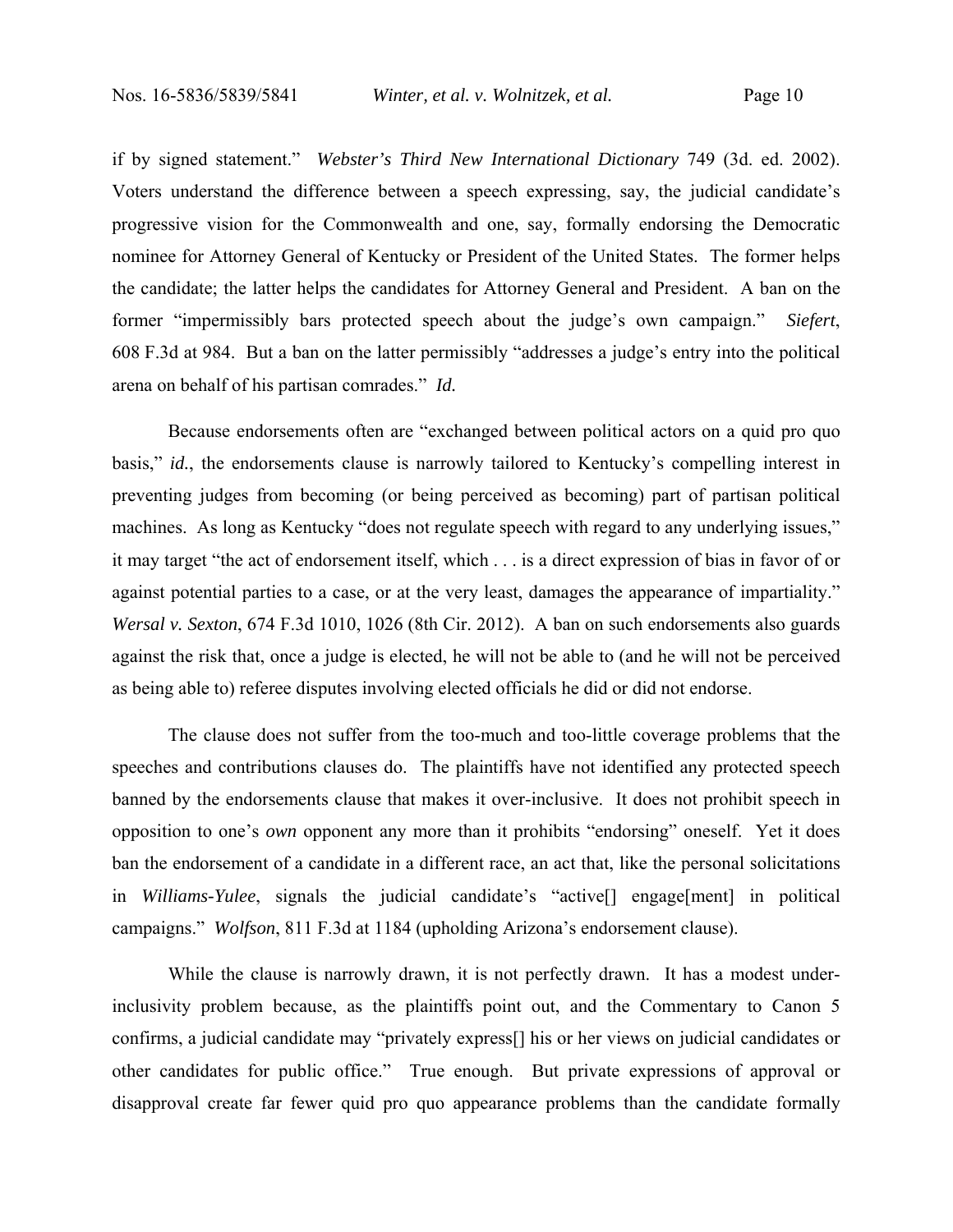if by signed statement." *Webster's Third New International Dictionary* 749 (3d. ed. 2002). Voters understand the difference between a speech expressing, say, the judicial candidate's progressive vision for the Commonwealth and one, say, formally endorsing the Democratic nominee for Attorney General of Kentucky or President of the United States. The former helps the candidate; the latter helps the candidates for Attorney General and President. A ban on the former "impermissibly bars protected speech about the judge's own campaign." *Siefert*, 608 F.3d at 984. But a ban on the latter permissibly "addresses a judge's entry into the political arena on behalf of his partisan comrades." *Id.*

Because endorsements often are "exchanged between political actors on a quid pro quo basis," *id.*, the endorsements clause is narrowly tailored to Kentucky's compelling interest in preventing judges from becoming (or being perceived as becoming) part of partisan political machines. As long as Kentucky "does not regulate speech with regard to any underlying issues," it may target "the act of endorsement itself, which . . . is a direct expression of bias in favor of or against potential parties to a case, or at the very least, damages the appearance of impartiality." *Wersal v. Sexton*, 674 F.3d 1010, 1026 (8th Cir. 2012). A ban on such endorsements also guards against the risk that, once a judge is elected, he will not be able to (and he will not be perceived as being able to) referee disputes involving elected officials he did or did not endorse.

The clause does not suffer from the too-much and too-little coverage problems that the speeches and contributions clauses do. The plaintiffs have not identified any protected speech banned by the endorsements clause that makes it over-inclusive. It does not prohibit speech in opposition to one's *own* opponent any more than it prohibits "endorsing" oneself. Yet it does ban the endorsement of a candidate in a different race, an act that, like the personal solicitations in *Williams-Yulee*, signals the judicial candidate's "active[] engage[ment] in political campaigns." *Wolfson*, 811 F.3d at 1184 (upholding Arizona's endorsement clause).

While the clause is narrowly drawn, it is not perfectly drawn. It has a modest under-inclusivity problem because, as the plaintiffs point out, and the Commentary to Canon 5 confirms, a judicial candidate may "privately express[] his or her views on judicial candidates or other candidates for public office." True enough. But private expressions of approval or disapproval create far fewer quid pro quo appearance problems than the candidate formally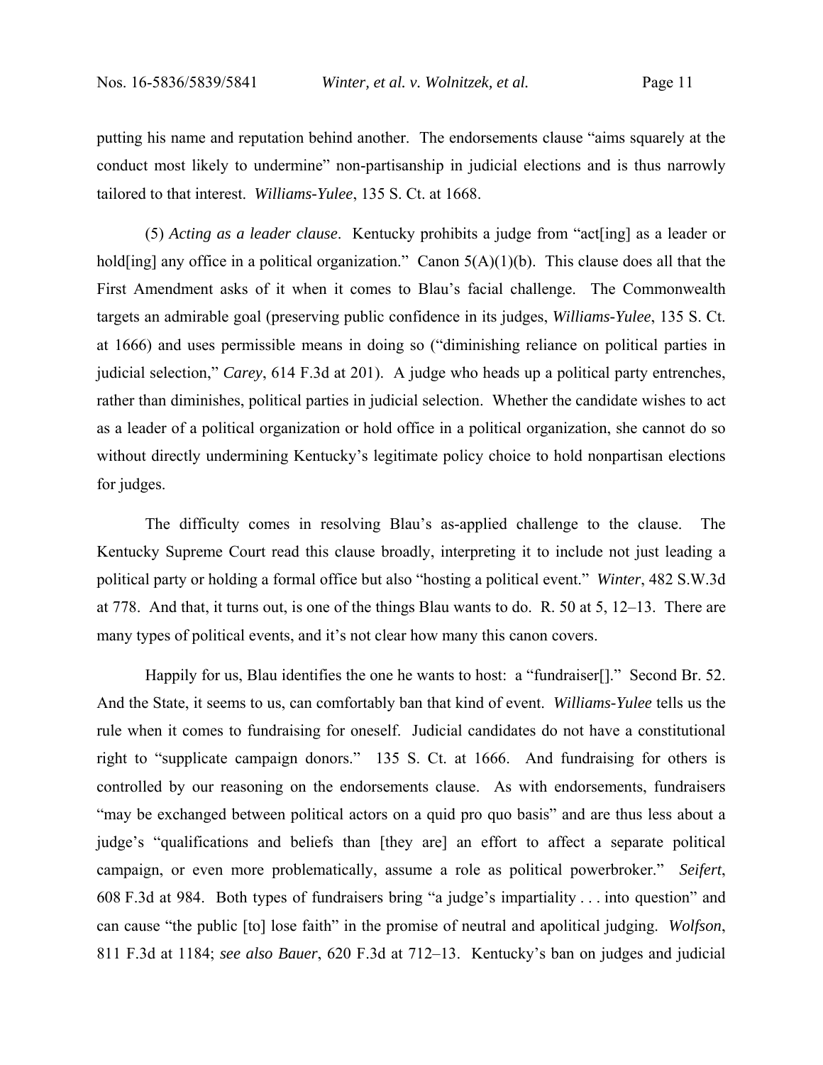putting his name and reputation behind another. The endorsements clause "aims squarely at the conduct most likely to undermine" non-partisanship in judicial elections and is thus narrowly tailored to that interest. *Williams-Yulee*, 135 S. Ct. at 1668.

(5) *Acting as a leader clause*. Kentucky prohibits a judge from "act[ing] as a leader or hold[ing] any office in a political organization." Canon 5(A)(1)(b). This clause does all that the First Amendment asks of it when it comes to Blau's facial challenge. The Commonwealth targets an admirable goal (preserving public confidence in its judges, *Williams-Yulee*, 135 S. Ct. at 1666) and uses permissible means in doing so ("diminishing reliance on political parties in judicial selection," *Carey*, 614 F.3d at 201). A judge who heads up a political party entrenches, rather than diminishes, political parties in judicial selection. Whether the candidate wishes to act as a leader of a political organization or hold office in a political organization, she cannot do so without directly undermining Kentucky's legitimate policy choice to hold nonpartisan elections for judges.

The difficulty comes in resolving Blau's as-applied challenge to the clause. The Kentucky Supreme Court read this clause broadly, interpreting it to include not just leading a political party or holding a formal office but also "hosting a political event." *Winter*, 482 S.W.3d at 778. And that, it turns out, is one of the things Blau wants to do. R. 50 at 5, 12–13. There are many types of political events, and it's not clear how many this canon covers.

Happily for us, Blau identifies the one he wants to host: a "fundraiser[]." Second Br. 52. And the State, it seems to us, can comfortably ban that kind of event. *Williams-Yulee* tells us the rule when it comes to fundraising for oneself. Judicial candidates do not have a constitutional right to "supplicate campaign donors." 135 S. Ct. at 1666. And fundraising for others is controlled by our reasoning on the endorsements clause. As with endorsements, fundraisers "may be exchanged between political actors on a quid pro quo basis" and are thus less about a judge's "qualifications and beliefs than [they are] an effort to affect a separate political campaign, or even more problematically, assume a role as political powerbroker." *Seifert*, 608 F.3d at 984. Both types of fundraisers bring "a judge's impartiality . . . into question" and can cause "the public [to] lose faith" in the promise of neutral and apolitical judging. *Wolfson*, 811 F.3d at 1184; *see also Bauer*, 620 F.3d at 712–13. Kentucky's ban on judges and judicial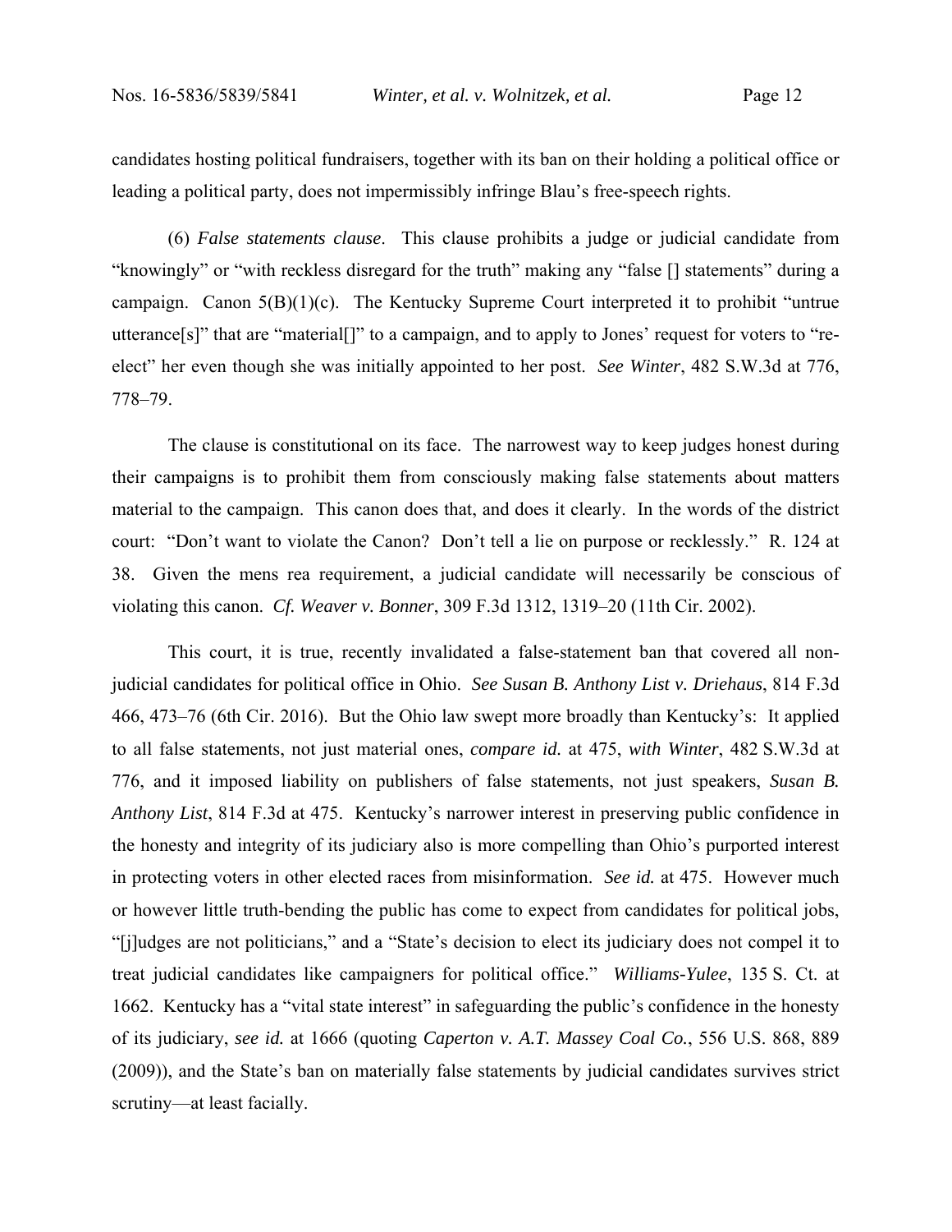candidates hosting political fundraisers, together with its ban on their holding a political office or leading a political party, does not impermissibly infringe Blau's free-speech rights.

(6) *False statements clause*. This clause prohibits a judge or judicial candidate from "knowingly" or "with reckless disregard for the truth" making any "false [] statements" during a campaign. Canon 5(B)(1)(c). The Kentucky Supreme Court interpreted it to prohibit "untrue utterance[s]" that are "material[]" to a campaign, and to apply to Jones' request for voters to "re-elect" her even though she was initially appointed to her post. *See Winter*, 482 S.W.3d at 776, 778–79.

The clause is constitutional on its face. The narrowest way to keep judges honest during their campaigns is to prohibit them from consciously making false statements about matters material to the campaign. This canon does that, and does it clearly. In the words of the district court: "Don't want to violate the Canon? Don't tell a lie on purpose or recklessly." R. 124 at 38. Given the mens rea requirement, a judicial candidate will necessarily be conscious of violating this canon. *Cf. Weaver v. Bonner*, 309 F.3d 1312, 1319–20 (11th Cir. 2002).

This court, it is true, recently invalidated a false-statement ban that covered all non-judicial candidates for political office in Ohio. *See Susan B. Anthony List v. Driehaus*, 814 F.3d 466, 473–76 (6th Cir. 2016). But the Ohio law swept more broadly than Kentucky's: It applied to all false statements, not just material ones, *compare id.* at 475, *with Winter*, 482 S.W.3d at 776, and it imposed liability on publishers of false statements, not just speakers, *Susan B. Anthony List*, 814 F.3d at 475. Kentucky's narrower interest in preserving public confidence in the honesty and integrity of its judiciary also is more compelling than Ohio's purported interest in protecting voters in other elected races from misinformation. *See id.* at 475. However much or however little truth-bending the public has come to expect from candidates for political jobs, "[j]udges are not politicians," and a "State's decision to elect its judiciary does not compel it to treat judicial candidates like campaigners for political office." *Williams-Yulee*, 135 S. Ct. at 1662. Kentucky has a "vital state interest" in safeguarding the public's confidence in the honesty of its judiciary, *see id.* at 1666 (quoting *Caperton v. A.T. Massey Coal Co.*, 556 U.S. 868, 889 (2009)), and the State's ban on materially false statements by judicial candidates survives strict scrutiny—at least facially.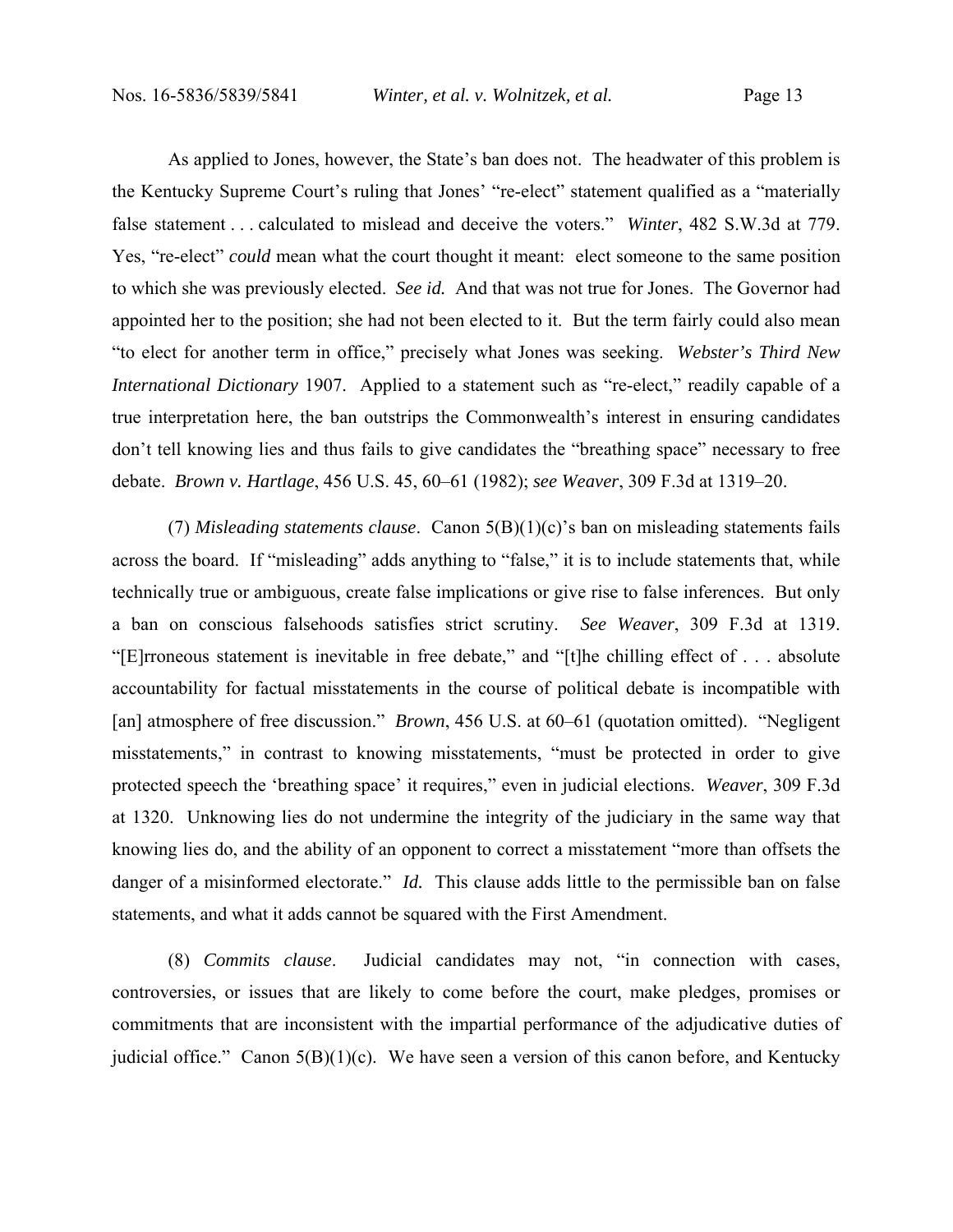As applied to Jones, however, the State's ban does not. The headwater of this problem is the Kentucky Supreme Court's ruling that Jones' "re-elect" statement qualified as a "materially false statement . . . calculated to mislead and deceive the voters." *Winter*, 482 S.W.3d at 779. Yes, "re-elect" *could* mean what the court thought it meant: elect someone to the same position to which she was previously elected. *See id.* And that was not true for Jones. The Governor had appointed her to the position; she had not been elected to it. But the term fairly could also mean "to elect for another term in office," precisely what Jones was seeking. *Webster's Third New International Dictionary* 1907. Applied to a statement such as "re-elect," readily capable of a true interpretation here, the ban outstrips the Commonwealth's interest in ensuring candidates don't tell knowing lies and thus fails to give candidates the "breathing space" necessary to free debate. *Brown v. Hartlage*, 456 U.S. 45, 60–61 (1982); *see Weaver*, 309 F.3d at 1319–20.

(7) *Misleading statements clause*. Canon 5(B)(1)(c)'s ban on misleading statements fails across the board. If "misleading" adds anything to "false," it is to include statements that, while technically true or ambiguous, create false implications or give rise to false inferences. But only a ban on conscious falsehoods satisfies strict scrutiny. *See Weaver*, 309 F.3d at 1319. "[E]rroneous statement is inevitable in free debate," and "[t]he chilling effect of . . . absolute accountability for factual misstatements in the course of political debate is incompatible with [an] atmosphere of free discussion." *Brown*, 456 U.S. at 60–61 (quotation omitted). "Negligent misstatements," in contrast to knowing misstatements, "must be protected in order to give protected speech the 'breathing space' it requires," even in judicial elections. *Weaver*, 309 F.3d at 1320. Unknowing lies do not undermine the integrity of the judiciary in the same way that knowing lies do, and the ability of an opponent to correct a misstatement "more than offsets the danger of a misinformed electorate." *Id.* This clause adds little to the permissible ban on false statements, and what it adds cannot be squared with the First Amendment.

(8) *Commits clause*. Judicial candidates may not, "in connection with cases, controversies, or issues that are likely to come before the court, make pledges, promises or commitments that are inconsistent with the impartial performance of the adjudicative duties of judicial office." Canon 5(B)(1)(c). We have seen a version of this canon before, and Kentucky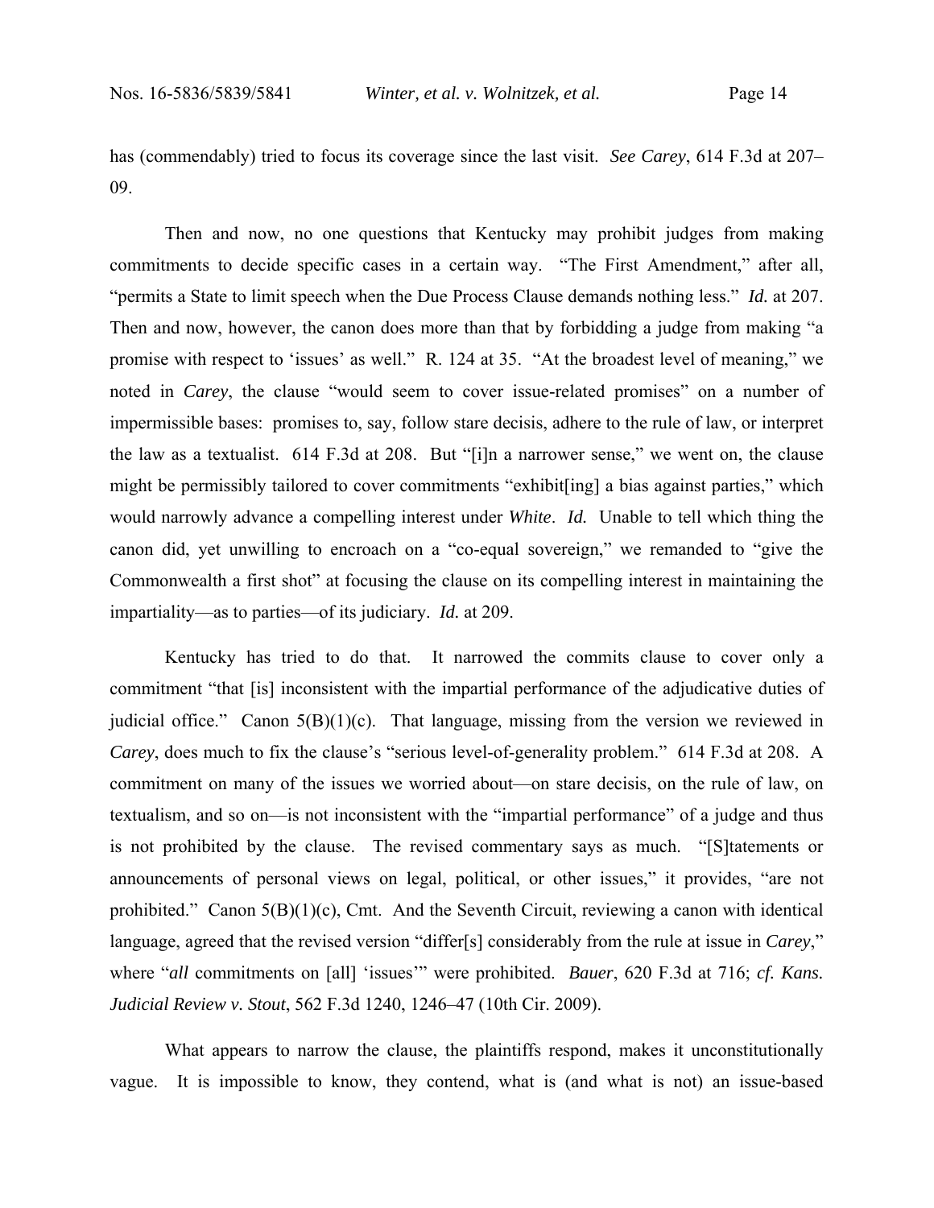has (commendably) tried to focus its coverage since the last visit. *See Carey*, 614 F.3d at 207–09.

Then and now, no one questions that Kentucky may prohibit judges from making commitments to decide specific cases in a certain way. "The First Amendment," after all, "permits a State to limit speech when the Due Process Clause demands nothing less." *Id.* at 207. Then and now, however, the canon does more than that by forbidding a judge from making "a promise with respect to 'issues' as well." R. 124 at 35. "At the broadest level of meaning," we noted in *Carey*, the clause "would seem to cover issue-related promises" on a number of impermissible bases: promises to, say, follow stare decisis, adhere to the rule of law, or interpret the law as a textualist. 614 F.3d at 208. But "[i]n a narrower sense," we went on, the clause might be permissibly tailored to cover commitments "exhibit[ing] a bias against parties," which would narrowly advance a compelling interest under *White*. *Id.* Unable to tell which thing the canon did, yet unwilling to encroach on a "co-equal sovereign," we remanded to "give the Commonwealth a first shot" at focusing the clause on its compelling interest in maintaining the impartiality—as to parties—of its judiciary. *Id.* at 209.

Kentucky has tried to do that. It narrowed the commits clause to cover only a commitment "that [is] inconsistent with the impartial performance of the adjudicative duties of judicial office." Canon 5(B)(1)(c). That language, missing from the version we reviewed in *Carey*, does much to fix the clause's "serious level-of-generality problem." 614 F.3d at 208. A commitment on many of the issues we worried about—on stare decisis, on the rule of law, on textualism, and so on—is not inconsistent with the "impartial performance" of a judge and thus is not prohibited by the clause. The revised commentary says as much. "[S]tatements or announcements of personal views on legal, political, or other issues," it provides, "are not prohibited." Canon 5(B)(1)(c), Cmt. And the Seventh Circuit, reviewing a canon with identical language, agreed that the revised version "differ[s] considerably from the rule at issue in *Carey*," where "*all* commitments on [all] 'issues'" were prohibited. *Bauer*, 620 F.3d at 716; *cf. Kans. Judicial Review v. Stout*, 562 F.3d 1240, 1246–47 (10th Cir. 2009).

What appears to narrow the clause, the plaintiffs respond, makes it unconstitutionally vague. It is impossible to know, they contend, what is (and what is not) an issue-based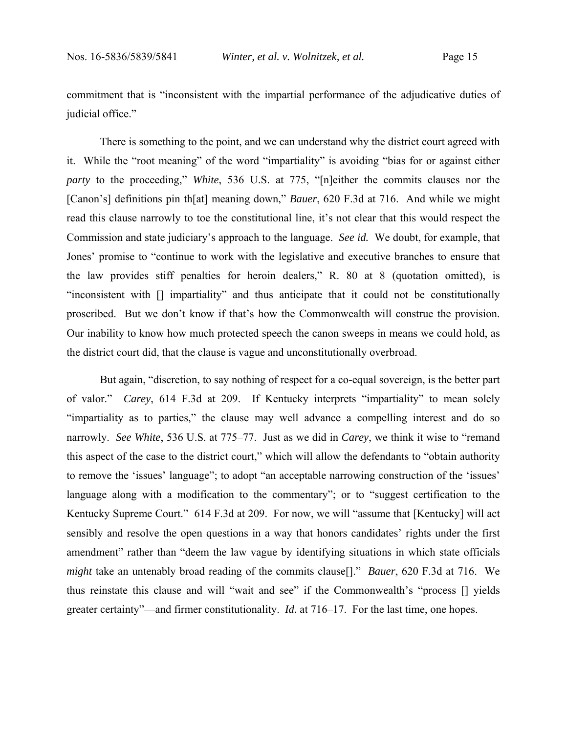commitment that is "inconsistent with the impartial performance of the adjudicative duties of judicial office."

There is something to the point, and we can understand why the district court agreed with it. While the "root meaning" of the word "impartiality" is avoiding "bias for or against either *party* to the proceeding," *White*, 536 U.S. at 775, "[n]either the commits clauses nor the [Canon's] definitions pin th[at] meaning down," *Bauer*, 620 F.3d at 716. And while we might read this clause narrowly to toe the constitutional line, it's not clear that this would respect the Commission and state judiciary's approach to the language. *See id.* We doubt, for example, that Jones' promise to "continue to work with the legislative and executive branches to ensure that the law provides stiff penalties for heroin dealers," R. 80 at 8 (quotation omitted), is "inconsistent with [] impartiality" and thus anticipate that it could not be constitutionally proscribed. But we don't know if that's how the Commonwealth will construe the provision. Our inability to know how much protected speech the canon sweeps in means we could hold, as the district court did, that the clause is vague and unconstitutionally overbroad.

But again, "discretion, to say nothing of respect for a co-equal sovereign, is the better part of valor." *Carey*, 614 F.3d at 209. If Kentucky interprets "impartiality" to mean solely "impartiality as to parties," the clause may well advance a compelling interest and do so narrowly. *See White*, 536 U.S. at 775–77. Just as we did in *Carey*, we think it wise to "remand this aspect of the case to the district court," which will allow the defendants to "obtain authority to remove the 'issues' language"; to adopt "an acceptable narrowing construction of the 'issues' language along with a modification to the commentary"; or to "suggest certification to the Kentucky Supreme Court." 614 F.3d at 209. For now, we will "assume that [Kentucky] will act sensibly and resolve the open questions in a way that honors candidates' rights under the first amendment" rather than "deem the law vague by identifying situations in which state officials *might* take an untenably broad reading of the commits clause[]." *Bauer*, 620 F.3d at 716. We thus reinstate this clause and will "wait and see" if the Commonwealth's "process [] yields greater certainty"—and firmer constitutionality. *Id.* at 716–17. For the last time, one hopes.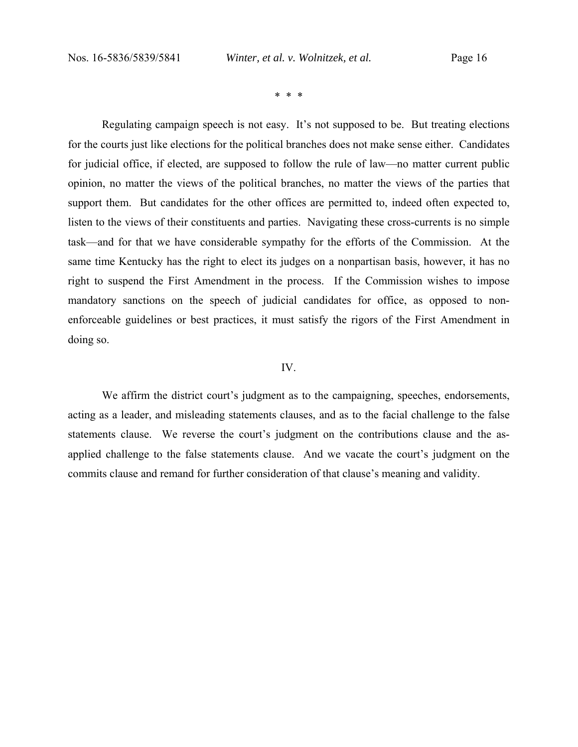\* \* \*

Regulating campaign speech is not easy. It's not supposed to be. But treating elections for the courts just like elections for the political branches does not make sense either. Candidates for judicial office, if elected, are supposed to follow the rule of law—no matter current public opinion, no matter the views of the political branches, no matter the views of the parties that support them. But candidates for the other offices are permitted to, indeed often expected to, listen to the views of their constituents and parties. Navigating these cross-currents is no simple task—and for that we have considerable sympathy for the efforts of the Commission. At the same time Kentucky has the right to elect its judges on a nonpartisan basis, however, it has no right to suspend the First Amendment in the process. If the Commission wishes to impose mandatory sanctions on the speech of judicial candidates for office, as opposed to non-enforceable guidelines or best practices, it must satisfy the rigors of the First Amendment in doing so.

## IV.

We affirm the district court's judgment as to the campaigning, speeches, endorsements, acting as a leader, and misleading statements clauses, and as to the facial challenge to the false statements clause. We reverse the court's judgment on the contributions clause and the as-applied challenge to the false statements clause. And we vacate the court's judgment on the commits clause and remand for further consideration of that clause's meaning and validity.